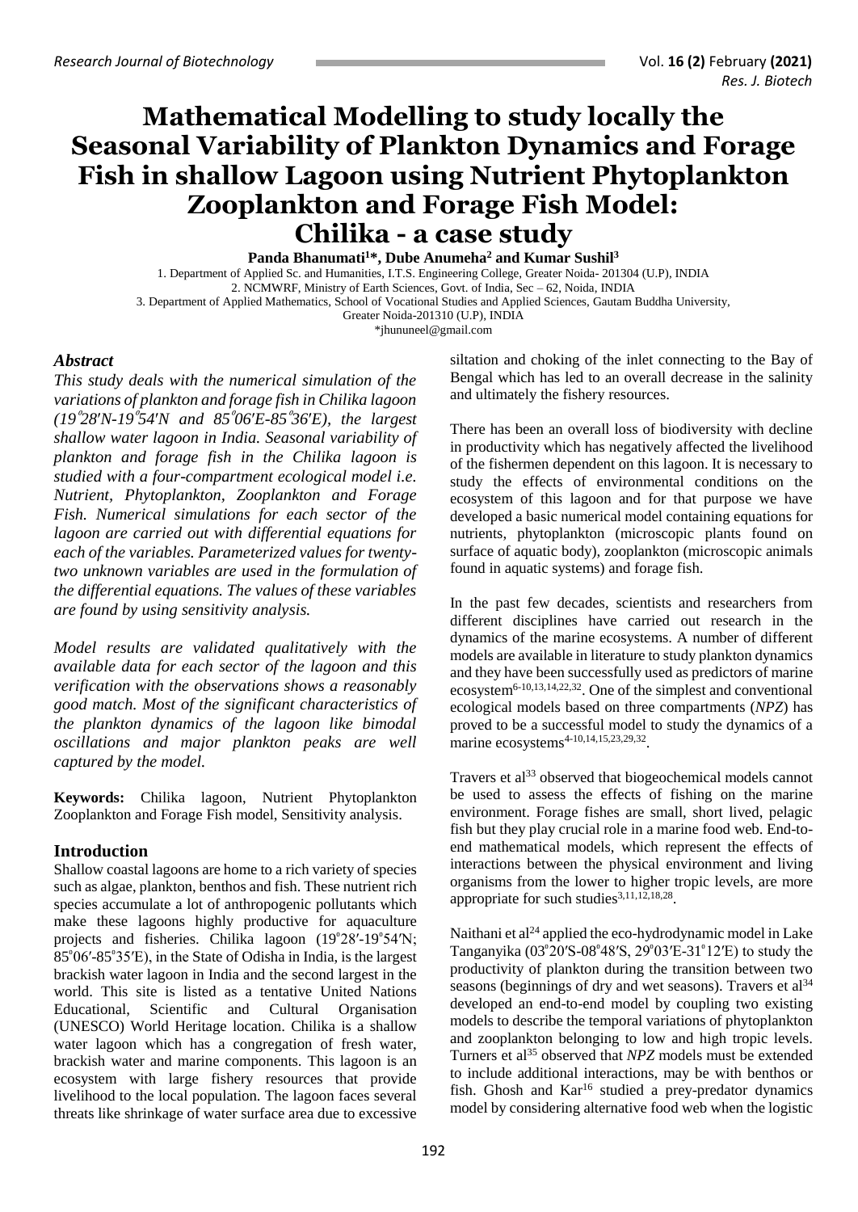# Mathematical Modelling to study locally the Seasonal Variability of Plankton Dynamics and Forage Fish in shallow Lagoon using Nutrient Phytoplankton Zooplankton and Forage Fish Model: Chilika - a case study

**Panda Bhanumati[1]\*, Dube Anumeha[2] and Kumar Sushil[3]**

1. Department of Applied Sc. and Humanities, I.T.S. Engineering College, Greater Noida- 201304 (U.P), INDIA
2. NCMWRF, Ministry of Earth Sciences, Govt. of India, Sec – 62, Noida, INDIA
3. Department of Applied Mathematics, School of Vocational Studies and Applied Sciences, Gautam Buddha University, Greater Noida-201310 (U.P), INDIA

\*jhununeel@gmail.com

## *Abstract*

*This study deals with the numerical simulation of the variations of plankton and forage fish in Chilika lagoon (19°28′N-19°54′N and 85°06′E-85°36′E), the largest shallow water lagoon in India. Seasonal variability of plankton and forage fish in the Chilika lagoon is studied with a four-compartment ecological model i.e. Nutrient, Phytoplankton, Zooplankton and Forage Fish. Numerical simulations for each sector of the lagoon are carried out with differential equations for each of the variables. Parameterized values for twenty-two unknown variables are used in the formulation of the differential equations. The values of these variables are found by using sensitivity analysis.*

*Model results are validated qualitatively with the available data for each sector of the lagoon and this verification with the observations shows a reasonably good match. Most of the significant characteristics of the plankton dynamics of the lagoon like bimodal oscillations and major plankton peaks are well captured by the model.*

**Keywords:** Chilika lagoon, Nutrient Phytoplankton Zooplankton and Forage Fish model, Sensitivity analysis.

## Introduction

Shallow coastal lagoons are home to a rich variety of species such as algae, plankton, benthos and fish. These nutrient rich species accumulate a lot of anthropogenic pollutants which make these lagoons highly productive for aquaculture projects and fisheries. Chilika lagoon (19°28′-19°54′N; 85°06′-85°35′E), in the State of Odisha in India, is the largest brackish water lagoon in India and the second largest in the world. This site is listed as a tentative United Nations Educational, Scientific and Cultural Organisation (UNESCO) World Heritage location. Chilika is a shallow water lagoon which has a congregation of fresh water, brackish water and marine components. This lagoon is an ecosystem with large fishery resources that provide livelihood to the local population. The lagoon faces several threats like shrinkage of water surface area due to excessive siltation and choking of the inlet connecting to the Bay of Bengal which has led to an overall decrease in the salinity and ultimately the fishery resources.

There has been an overall loss of biodiversity with decline in productivity which has negatively affected the livelihood of the fishermen dependent on this lagoon. It is necessary to study the effects of environmental conditions on the ecosystem of this lagoon and for that purpose we have developed a basic numerical model containing equations for nutrients, phytoplankton (microscopic plants found on surface of aquatic body), zooplankton (microscopic animals found in aquatic systems) and forage fish.

In the past few decades, scientists and researchers from different disciplines have carried out research in the dynamics of the marine ecosystems. A number of different models are available in literature to study plankton dynamics and they have been successfully used as predictors of marine ecosystem[6-10,13,14,22,32]. One of the simplest and conventional ecological models based on three compartments (*NPZ*) has proved to be a successful model to study the dynamics of a marine ecosystems[4-10,14,15,23,29,32].

Travers et al[33] observed that biogeochemical models cannot be used to assess the effects of fishing on the marine environment. Forage fishes are small, short lived, pelagic fish but they play crucial role in a marine food web. End-to-end mathematical models, which represent the effects of interactions between the physical environment and living organisms from the lower to higher tropic levels, are more appropriate for such studies[3,11,12,18,28].

Naithani et al[24] applied the eco-hydrodynamic model in Lake Tanganyika (03°20′S-08°48′S, 29°03′E-31°12′E) to study the productivity of plankton during the transition between two seasons (beginnings of dry and wet seasons). Travers et al[34] developed an end-to-end model by coupling two existing models to describe the temporal variations of phytoplankton and zooplankton belonging to low and high tropic levels. Turners et al[35] observed that *NPZ* models must be extended to include additional interactions, may be with benthos or fish. Ghosh and Kar[16] studied a prey-predator dynamics model by considering alternative food web when the logistic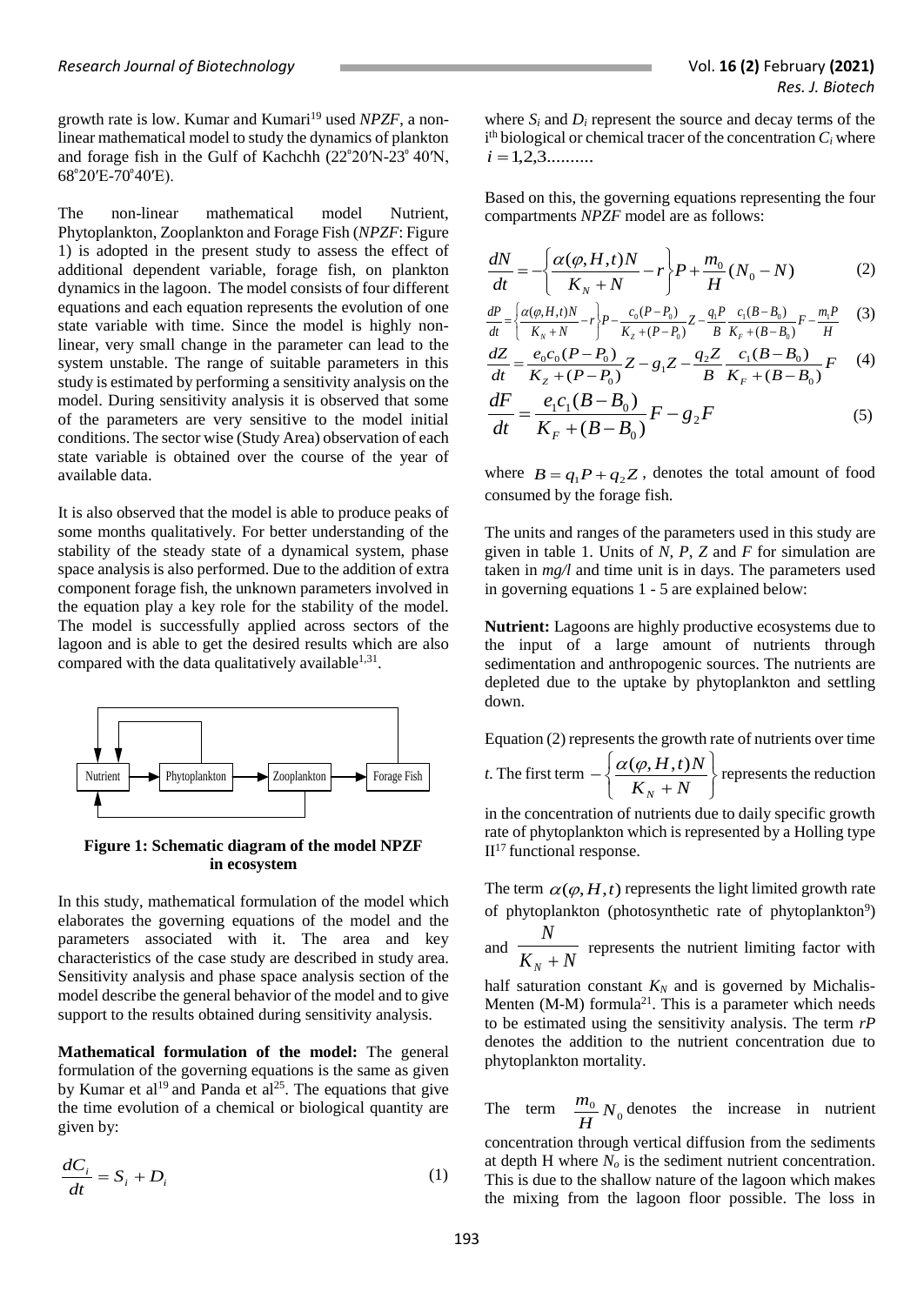growth rate is low. Kumar and Kumari[19] used *NPZF*, a non-linear mathematical model to study the dynamics of plankton and forage fish in the Gulf of Kachchh (22°20′N-23° 40′N, 68°20′E-70°40′E).

The non-linear mathematical model Nutrient, Phytoplankton, Zooplankton and Forage Fish (*NPZF*: Figure 1) is adopted in the present study to assess the effect of additional dependent variable, forage fish, on plankton dynamics in the lagoon. The model consists of four different equations and each equation represents the evolution of one state variable with time. Since the model is highly non-linear, very small change in the parameter can lead to the system unstable. The range of suitable parameters in this study is estimated by performing a sensitivity analysis on the model. During sensitivity analysis it is observed that some of the parameters are very sensitive to the model initial conditions. The sector wise (Study Area) observation of each state variable is obtained over the course of the year of available data.

It is also observed that the model is able to produce peaks of some months qualitatively. For better understanding of the stability of the steady state of a dynamical system, phase space analysis is also performed. Due to the addition of extra component forage fish, the unknown parameters involved in the equation play a key role for the stability of the model. The model is successfully applied across sectors of the lagoon and is able to get the desired results which are also compared with the data qualitatively available[1,31].

Nutrient → Phytoplankton → Zooplankton → Forage Fish

**Figure 1: Schematic diagram of the model NPZF in ecosystem**

In this study, mathematical formulation of the model which elaborates the governing equations of the model and the parameters associated with it. The area and key characteristics of the case study are described in study area. Sensitivity analysis and phase space analysis section of the model describe the general behavior of the model and to give support to the results obtained during sensitivity analysis.

**Mathematical formulation of the model:** The general formulation of the governing equations is the same as given by Kumar et al[19] and Panda et al[25]. The equations that give the time evolution of a chemical or biological quantity are given by:

$$\frac{dC_i}{dt} = S_i + D_i \tag{1}$$

where $S_i$ and $D_i$ represent the source and decay terms of the i[th] biological or chemical tracer of the concentration $C_i$ where $i = 1,2,3..........$

Based on this, the governing equations representing the four compartments *NPZF* model are as follows:

$$\frac{dN}{dt} = -\left\{\frac{\alpha(\varphi,H,t)N}{K_N + N} - r\right\}P + \frac{m_0}{H}(N_0 - N) \tag{2}$$

$$\frac{dP}{dt} = \left\{\frac{\alpha(\varphi,H,t)N}{K_N + N} - r\right\}P - \frac{c_0(P-P_0)}{K_Z + (P-P_0)}Z - \frac{q_1 P}{B}\frac{c_1(B-B_0)}{K_F + (B-B_0)}F - \frac{m_1 P}{H} \tag{3}$$

$$\frac{dZ}{dt} = \frac{e_0 c_0(P-P_0)}{K_Z + (P-P_0)}Z - g_1 Z - \frac{q_2 Z}{B}\frac{c_1(B-B_0)}{K_F + (B-B_0)}F \tag{4}$$

$$\frac{dF}{dt} = \frac{e_1 c_1(B-B_0)}{K_F + (B-B_0)}F - g_2 F \tag{5}$$

where $B = q_1 P + q_2 Z$, denotes the total amount of food consumed by the forage fish.

The units and ranges of the parameters used in this study are given in table 1. Units of *N*, *P*, *Z* and *F* for simulation are taken in *mg/l* and time unit is in days. The parameters used in governing equations 1 - 5 are explained below:

**Nutrient:** Lagoons are highly productive ecosystems due to the input of a large amount of nutrients through sedimentation and anthropogenic sources. The nutrients are depleted due to the uptake by phytoplankton and settling down.

Equation (2) represents the growth rate of nutrients over time *t*. The first term $-\left\{\frac{\alpha(\varphi,H,t)N}{K_N + N}\right\}$ represents the reduction in the concentration of nutrients due to daily specific growth rate of phytoplankton which is represented by a Holling type II[17] functional response.

The term $\alpha(\varphi,H,t)$ represents the light limited growth rate of phytoplankton (photosynthetic rate of phytoplankton[9]) and $\frac{N}{K_N + N}$ represents the nutrient limiting factor with half saturation constant $K_N$ and is governed by Michalis-Menten (M-M) formula[21]. This is a parameter which needs to be estimated using the sensitivity analysis. The term *rP* denotes the addition to the nutrient concentration due to phytoplankton mortality.

The term $\frac{m_0}{H}N_0$ denotes the increase in nutrient concentration through vertical diffusion from the sediments at depth H where $N_o$ is the sediment nutrient concentration. This is due to the shallow nature of the lagoon which makes the mixing from the lagoon floor possible. The loss in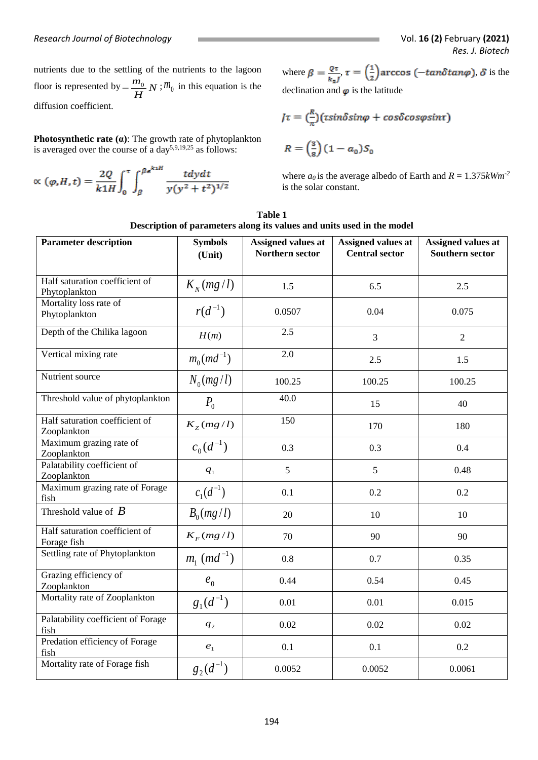nutrients due to the settling of the nutrients to the lagoon floor is represented by $-\frac{m_0}{H}N$; $m_0$ in this equation is the diffusion coefficient.

**Photosynthetic rate (α)**: The growth rate of phytoplankton is averaged over the course of a day[5,9,19,25] as follows:

$$\propto(\varphi,H,t)=\frac{2Q}{k1H}\int_0^{\tau}\int_{\beta}^{\beta e^{k_1H}}\frac{tdydt}{y(y^2+t^2)^{1/2}}$$

where $\beta=\frac{Q\tau}{k_2J}$, $\tau=\left(\frac{1}{2}\right)\arccos\left(-\tan\delta\tan\varphi\right)$, $\delta$ is the declination and $\varphi$ is the latitude

$$J\tau=\left(\frac{R}{\pi}\right)(\tau\sin\delta\sin\varphi+\cos\delta\cos\varphi\sin\tau)$$

$$R=\left(\frac{3}{8}\right)(1-a_0)S_0$$

where $a_0$ is the average albedo of Earth and $R = 1.375 kWm^{-2}$ is the solar constant.

**Table 1**
**Description of parameters along its values and units used in the model**

| Parameter description | Symbols (Unit) | Assigned values at Northern sector | Assigned values at Central sector | Assigned values at Southern sector |
|---|---|---|---|---|
| Half saturation coefficient of Phytoplankton | $K_N(mg/l)$ | 1.5 | 6.5 | 2.5 |
| Mortality loss rate of Phytoplankton | $r(d^{-1})$ | 0.0507 | 0.04 | 0.075 |
| Depth of the Chilika lagoon | $H(m)$ | 2.5 | 3 | 2 |
| Vertical mixing rate | $m_0(md^{-1})$ | 2.0 | 2.5 | 1.5 |
| Nutrient source | $N_0(mg/l)$ | 100.25 | 100.25 | 100.25 |
| Threshold value of phytoplankton | $P_0$ | 40.0 | 15 | 40 |
| Half saturation coefficient of Zooplankton | $K_Z(mg/l)$ | 150 | 170 | 180 |
| Maximum grazing rate of Zooplankton | $c_0(d^{-1})$ | 0.3 | 0.3 | 0.4 |
| Palatability coefficient of Zooplankton | $q_1$ | 5 | 5 | 0.48 |
| Maximum grazing rate of Forage fish | $c_1(d^{-1})$ | 0.1 | 0.2 | 0.2 |
| Threshold value of $B$ | $B_0(mg/l)$ | 20 | 10 | 10 |
| Half saturation coefficient of Forage fish | $K_F(mg/l)$ | 70 | 90 | 90 |
| Settling rate of Phytoplankton | $m_1\ (md^{-1})$ | 0.8 | 0.7 | 0.35 |
| Grazing efficiency of Zooplankton | $e_0$ | 0.44 | 0.54 | 0.45 |
| Mortality rate of Zooplankton | $g_1(d^{-1})$ | 0.01 | 0.01 | 0.015 |
| Palatability coefficient of Forage fish | $q_2$ | 0.02 | 0.02 | 0.02 |
| Predation efficiency of Forage fish | $e_1$ | 0.1 | 0.1 | 0.2 |
| Mortality rate of Forage fish | $g_2(d^{-1})$ | 0.0052 | 0.0052 | 0.0061 |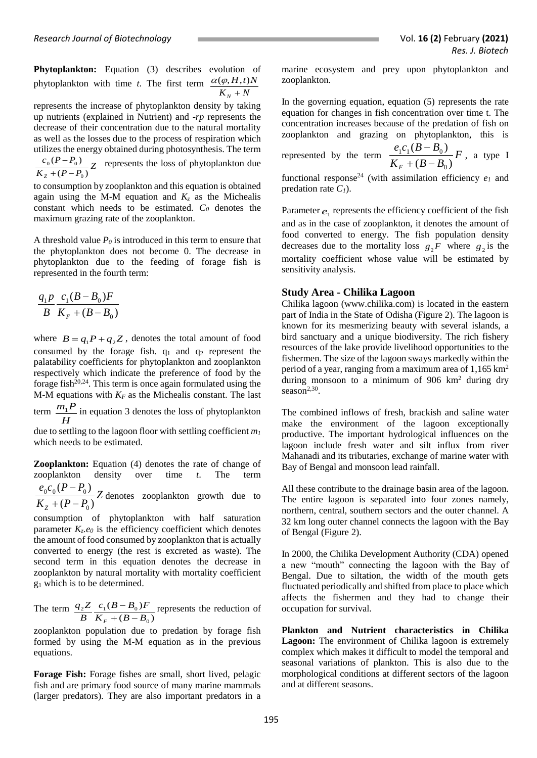**Phytoplankton:** Equation (3) describes evolution of phytoplankton with time *t*. The first term $\frac{\alpha(\varphi, H, t)N}{K_N + N}$ represents the increase of phytoplankton density by taking up nutrients (explained in Nutrient) and *-rp* represents the decrease of their concentration due to the natural mortality as well as the losses due to the process of respiration which utilizes the energy obtained during photosynthesis. The term $\frac{c_0(P - P_0)}{K_Z + (P - P_0)}Z$ represents the loss of phytoplankton due to consumption by zooplankton and this equation is obtained again using the M-M equation and $K_z$ as the Michealis constant which needs to be estimated. $C_0$ denotes the maximum grazing rate of the zooplankton.

A threshold value $P_0$ is introduced in this term to ensure that the phytoplankton does not become 0. The decrease in phytoplankton due to the feeding of forage fish is represented in the fourth term:

$$\frac{q_1 p}{B} \frac{c_1(B - B_0)F}{K_F + (B - B_0)}$$

where $B = q_1P + q_2Z$, denotes the total amount of food consumed by the forage fish. $q_1$ and $q_2$ represent the palatability coefficients for phytoplankton and zooplankton respectively which indicate the preference of food by the forage fish[20,24]. This term is once again formulated using the M-M equations with $K_F$ as the Michealis constant. The last term $\frac{m_1 P}{H}$ in equation 3 denotes the loss of phytoplankton due to settling to the lagoon floor with settling coefficient $m_1$ which needs to be estimated.

**Zooplankton:** Equation (4) denotes the rate of change of zooplankton density over time *t*. The term $\frac{e_0 c_0(P - P_0)}{K_Z + (P - P_0)}Z$ denotes zooplankton growth due to consumption of phytoplankton with half saturation parameter $K_z$.$e_0$ is the efficiency coefficient which denotes the amount of food consumed by zooplankton that is actually converted to energy (the rest is excreted as waste). The second term in this equation denotes the decrease in zooplankton by natural mortality with mortality coefficient $g_1$ which is to be determined.

The term $\frac{q_2 Z}{B} \frac{c_1(B - B_0)F}{K_F + (B - B_0)}$ represents the reduction of zooplankton population due to predation by forage fish formed by using the M-M equation as in the previous equations.

**Forage Fish:** Forage fishes are small, short lived, pelagic fish and are primary food source of many marine mammals (larger predators). They are also important predators in a marine ecosystem and prey upon phytoplankton and zooplankton.

In the governing equation, equation (5) represents the rate equation for changes in fish concentration over time t. The concentration increases because of the predation of fish on zooplankton and grazing on phytoplankton, this is represented by the term $\frac{e_1 c_1(B - B_0)}{K_F + (B - B_0)}F$, a type I functional response[24] (with assimilation efficiency $e_1$ and predation rate $C_1$).

Parameter $e_1$ represents the efficiency coefficient of the fish and as in the case of zooplankton, it denotes the amount of food converted to energy. The fish population density decreases due to the mortality loss $g_2F$ where $g_2$ is the mortality coefficient whose value will be estimated by sensitivity analysis.

## Study Area - Chilika Lagoon

Chilika lagoon (www.chilika.com) is located in the eastern part of India in the State of Odisha (Figure 2). The lagoon is known for its mesmerizing beauty with several islands, a bird sanctuary and a unique biodiversity. The rich fishery resources of the lake provide livelihood opportunities to the fishermen. The size of the lagoon sways markedly within the period of a year, ranging from a maximum area of 1,165 $km^2$ during monsoon to a minimum of 906 $km^2$ during dry season[2,30].

The combined inflows of fresh, brackish and saline water make the environment of the lagoon exceptionally productive. The important hydrological influences on the lagoon include fresh water and silt influx from river Mahanadi and its tributaries, exchange of marine water with Bay of Bengal and monsoon lead rainfall.

All these contribute to the drainage basin area of the lagoon. The entire lagoon is separated into four zones namely, northern, central, southern sectors and the outer channel. A 32 km long outer channel connects the lagoon with the Bay of Bengal (Figure 2).

In 2000, the Chilika Development Authority (CDA) opened a new "mouth" connecting the lagoon with the Bay of Bengal. Due to siltation, the width of the mouth gets fluctuated periodically and shifted from place to place which affects the fishermen and they had to change their occupation for survival.

**Plankton and Nutrient characteristics in Chilika Lagoon:** The environment of Chilika lagoon is extremely complex which makes it difficult to model the temporal and seasonal variations of plankton. This is also due to the morphological conditions at different sectors of the lagoon and at different seasons.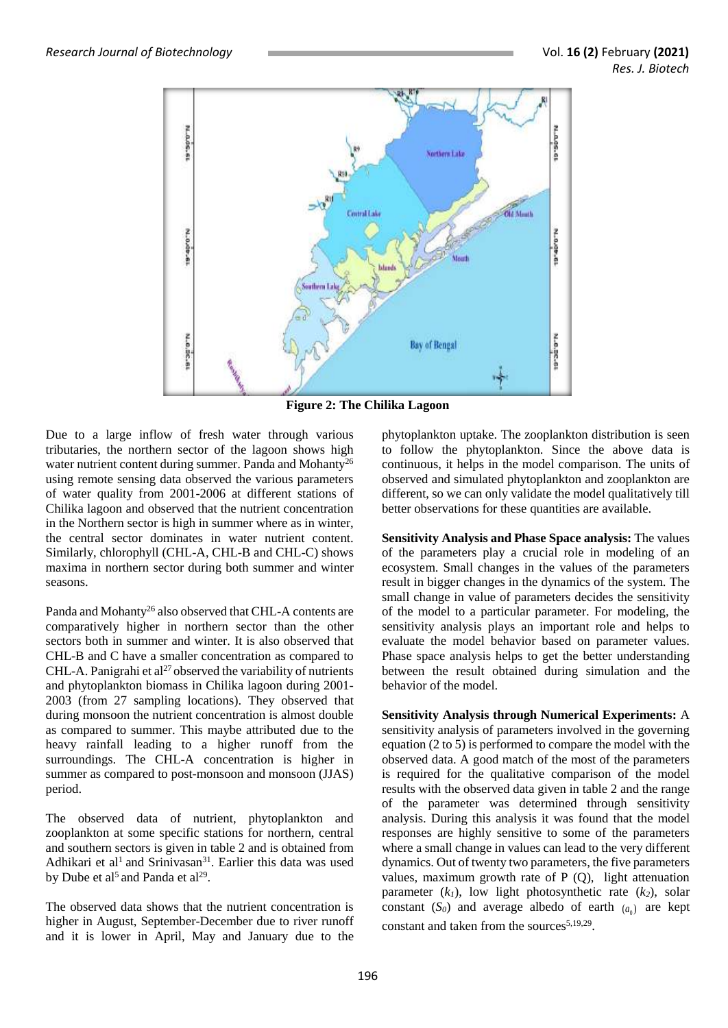**Figure 2: The Chilika Lagoon**

Due to a large inflow of fresh water through various tributaries, the northern sector of the lagoon shows high water nutrient content during summer. Panda and Mohanty[26] using remote sensing data observed the various parameters of water quality from 2001-2006 at different stations of Chilika lagoon and observed that the nutrient concentration in the Northern sector is high in summer where as in winter, the central sector dominates in water nutrient content. Similarly, chlorophyll (CHL-A, CHL-B and CHL-C) shows maxima in northern sector during both summer and winter seasons.

Panda and Mohanty[26] also observed that CHL-A contents are comparatively higher in northern sector than the other sectors both in summer and winter. It is also observed that CHL-B and C have a smaller concentration as compared to CHL-A. Panigrahi et al[27] observed the variability of nutrients and phytoplankton biomass in Chilika lagoon during 2001-2003 (from 27 sampling locations). They observed that during monsoon the nutrient concentration is almost double as compared to summer. This maybe attributed due to the heavy rainfall leading to a higher runoff from the surroundings. The CHL-A concentration is higher in summer as compared to post-monsoon and monsoon (JJAS) period.

The observed data of nutrient, phytoplankton and zooplankton at some specific stations for northern, central and southern sectors is given in table 2 and is obtained from Adhikari et al[1] and Srinivasan[31]. Earlier this data was used by Dube et al[5] and Panda et al[29].

The observed data shows that the nutrient concentration is higher in August, September-December due to river runoff and it is lower in April, May and January due to the phytoplankton uptake. The zooplankton distribution is seen to follow the phytoplankton. Since the above data is continuous, it helps in the model comparison. The units of observed and simulated phytoplankton and zooplankton are different, so we can only validate the model qualitatively till better observations for these quantities are available.

**Sensitivity Analysis and Phase Space analysis:** The values of the parameters play a crucial role in modeling of an ecosystem. Small changes in the values of the parameters result in bigger changes in the dynamics of the system. The small change in value of parameters decides the sensitivity of the model to a particular parameter. For modeling, the sensitivity analysis plays an important role and helps to evaluate the model behavior based on parameter values. Phase space analysis helps to get the better understanding between the result obtained during simulation and the behavior of the model.

**Sensitivity Analysis through Numerical Experiments:** A sensitivity analysis of parameters involved in the governing equation (2 to 5) is performed to compare the model with the observed data. A good match of the most of the parameters is required for the qualitative comparison of the model results with the observed data given in table 2 and the range of the parameter was determined through sensitivity analysis. During this analysis it was found that the model responses are highly sensitive to some of the parameters where a small change in values can lead to the very different dynamics. Out of twenty two parameters, the five parameters values, maximum growth rate of P (Q), light attenuation parameter ($k_1$), low light photosynthetic rate ($k_2$), solar constant ($S_0$) and average albedo of earth ($a_0$) are kept constant and taken from the sources[5,19,29].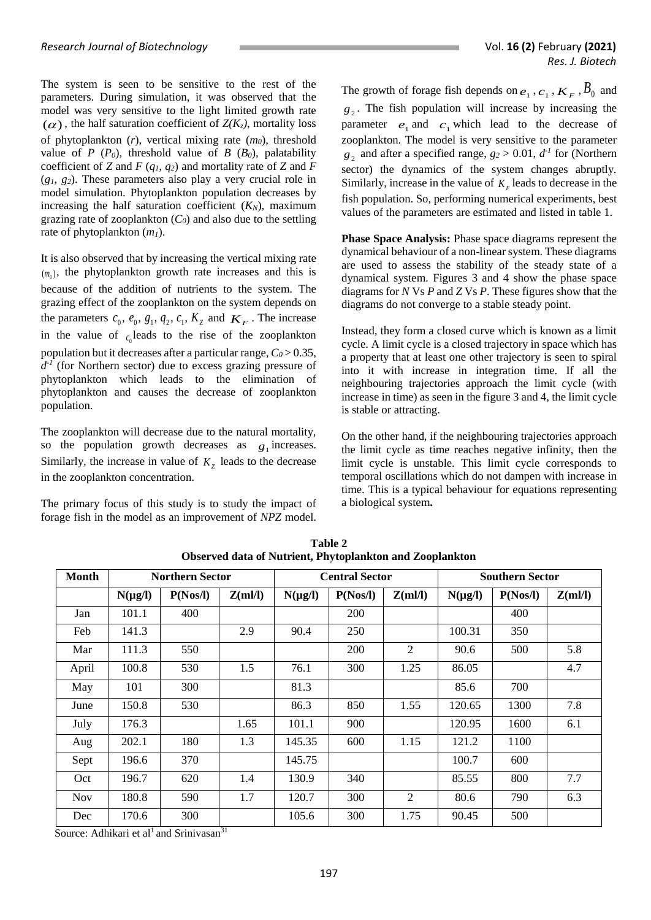The system is seen to be sensitive to the rest of the parameters. During simulation, it was observed that the model was very sensitive to the light limited growth rate $(\alpha)$, the half saturation coefficient of $Z(K_z)$, mortality loss of phytoplankton ($r$), vertical mixing rate ($m_0$), threshold value of $P$ ($P_0$), threshold value of $B$ ($B_0$), palatability coefficient of $Z$ and $F$ ($q_1$, $q_2$) and mortality rate of $Z$ and $F$ ($g_1$, $g_2$). These parameters also play a very crucial role in model simulation. Phytoplankton population decreases by increasing the half saturation coefficient ($K_N$), maximum grazing rate of zooplankton ($C_0$) and also due to the settling rate of phytoplankton ($m_1$).

It is also observed that by increasing the vertical mixing rate $(m_0)$, the phytoplankton growth rate increases and this is because of the addition of nutrients to the system. The grazing effect of the zooplankton on the system depends on the parameters $c_0$, $e_0$, $g_1$, $q_2$, $c_1$, $K_Z$ and $K_F$. The increase in the value of $c_0$ leads to the rise of the zooplankton population but it decreases after a particular range, $C_0 > 0.35$, $d^{-1}$ (for Northern sector) due to excess grazing pressure of phytoplankton which leads to the elimination of phytoplankton and causes the decrease of zooplankton population.

The zooplankton will decrease due to the natural mortality, so the population growth decreases as $g_1$ increases. Similarly, the increase in value of $K_Z$ leads to the decrease in the zooplankton concentration.

The primary focus of this study is to study the impact of forage fish in the model as an improvement of *NPZ* model. The growth of forage fish depends on $e_1$, $c_1$, $K_F$, $B_0$ and $g_2$. The fish population will increase by increasing the parameter $e_1$ and $c_1$ which lead to the decrease of zooplankton. The model is very sensitive to the parameter $g_2$ and after a specified range, $g_2 > 0.01$, $d^{-1}$ for (Northern sector) the dynamics of the system changes abruptly. Similarly, increase in the value of $K_F$ leads to decrease in the fish population. So, performing numerical experiments, best values of the parameters are estimated and listed in table 1.

**Phase Space Analysis:** Phase space diagrams represent the dynamical behaviour of a non-linear system. These diagrams are used to assess the stability of the steady state of a dynamical system. Figures 3 and 4 show the phase space diagrams for *N* Vs *P* and *Z* Vs *P*. These figures show that the diagrams do not converge to a stable steady point.

Instead, they form a closed curve which is known as a limit cycle. A limit cycle is a closed trajectory in space which has a property that at least one other trajectory is seen to spiral into it with increase in integration time. If all the neighbouring trajectories approach the limit cycle (with increase in time) as seen in the figure 3 and 4, the limit cycle is stable or attracting.

On the other hand, if the neighbouring trajectories approach the limit cycle as time reaches negative infinity, then the limit cycle is unstable. This limit cycle corresponds to temporal oscillations which do not dampen with increase in time. This is a typical behaviour for equations representing a biological system**.**

**Table 2**
**Observed data of Nutrient, Phytoplankton and Zooplankton**

| Month | Northern Sector | | | Central Sector | | | Southern Sector | | |
|---|---|---|---|---|---|---|---|---|---|
| | N(μg/l) | P(Nos/l) | Z(ml/l) | N(μg/l) | P(Nos/l) | Z(ml/l) | N(μg/l) | P(Nos/l) | Z(ml/l) |
| Jan | 101.1 | 400 | | | 200 | | | 400 | |
| Feb | 141.3 | | 2.9 | 90.4 | 250 | | 100.31 | 350 | |
| Mar | 111.3 | 550 | | | 200 | 2 | 90.6 | 500 | 5.8 |
| April | 100.8 | 530 | 1.5 | 76.1 | 300 | 1.25 | 86.05 | | 4.7 |
| May | 101 | 300 | | 81.3 | | | 85.6 | 700 | |
| June | 150.8 | 530 | | 86.3 | 850 | 1.55 | 120.65 | 1300 | 7.8 |
| July | 176.3 | | 1.65 | 101.1 | 900 | | 120.95 | 1600 | 6.1 |
| Aug | 202.1 | 180 | 1.3 | 145.35 | 600 | 1.15 | 121.2 | 1100 | |
| Sept | 196.6 | 370 | | 145.75 | | | 100.7 | 600 | |
| Oct | 196.7 | 620 | 1.4 | 130.9 | 340 | | 85.55 | 800 | 7.7 |
| Nov | 180.8 | 590 | 1.7 | 120.7 | 300 | 2 | 80.6 | 790 | 6.3 |
| Dec | 170.6 | 300 | | 105.6 | 300 | 1.75 | 90.45 | 500 | |

Source: Adhikari et al[1] and Srinivasan[31]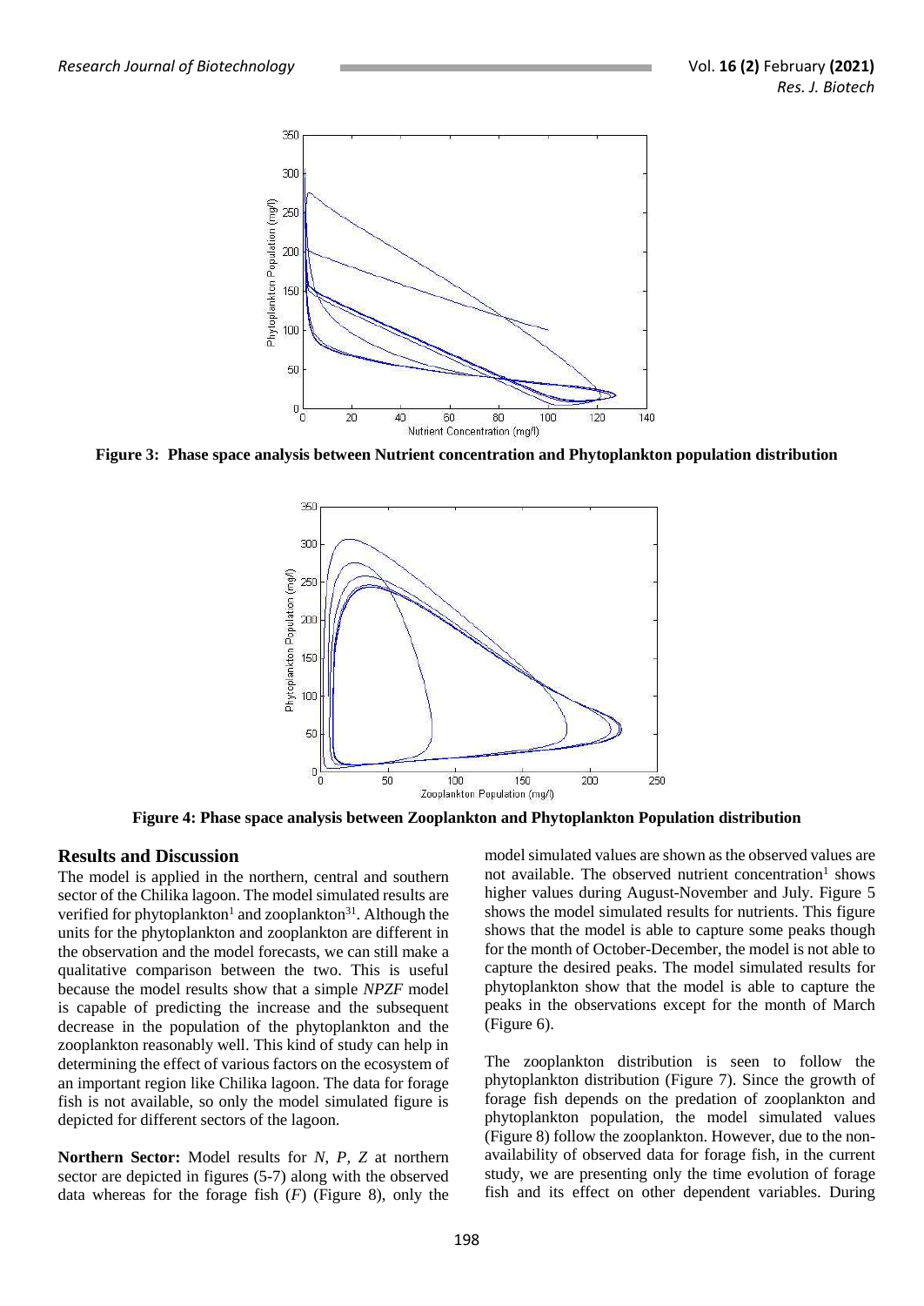**Figure 3: Phase space analysis between Nutrient concentration and Phytoplankton population distribution**

**Figure 4: Phase space analysis between Zooplankton and Phytoplankton Population distribution**

## Results and Discussion

The model is applied in the northern, central and southern sector of the Chilika lagoon. The model simulated results are verified for phytoplankton[1] and zooplankton[31]. Although the units for the phytoplankton and zooplankton are different in the observation and the model forecasts, we can still make a qualitative comparison between the two. This is useful because the model results show that a simple *NPZF* model is capable of predicting the increase and the subsequent decrease in the population of the phytoplankton and the zooplankton reasonably well. This kind of study can help in determining the effect of various factors on the ecosystem of an important region like Chilika lagoon. The data for forage fish is not available, so only the model simulated figure is depicted for different sectors of the lagoon.

**Northern Sector:** Model results for *N*, *P*, *Z* at northern sector are depicted in figures (5-7) along with the observed data whereas for the forage fish (*F*) (Figure 8), only the model simulated values are shown as the observed values are not available. The observed nutrient concentration[1] shows higher values during August-November and July. Figure 5 shows the model simulated results for nutrients. This figure shows that the model is able to capture some peaks though for the month of October-December, the model is not able to capture the desired peaks. The model simulated results for phytoplankton show that the model is able to capture the peaks in the observations except for the month of March (Figure 6).

The zooplankton distribution is seen to follow the phytoplankton distribution (Figure 7). Since the growth of forage fish depends on the predation of zooplankton and phytoplankton population, the model simulated values (Figure 8) follow the zooplankton. However, due to the non-availability of observed data for forage fish, in the current study, we are presenting only the time evolution of forage fish and its effect on other dependent variables. During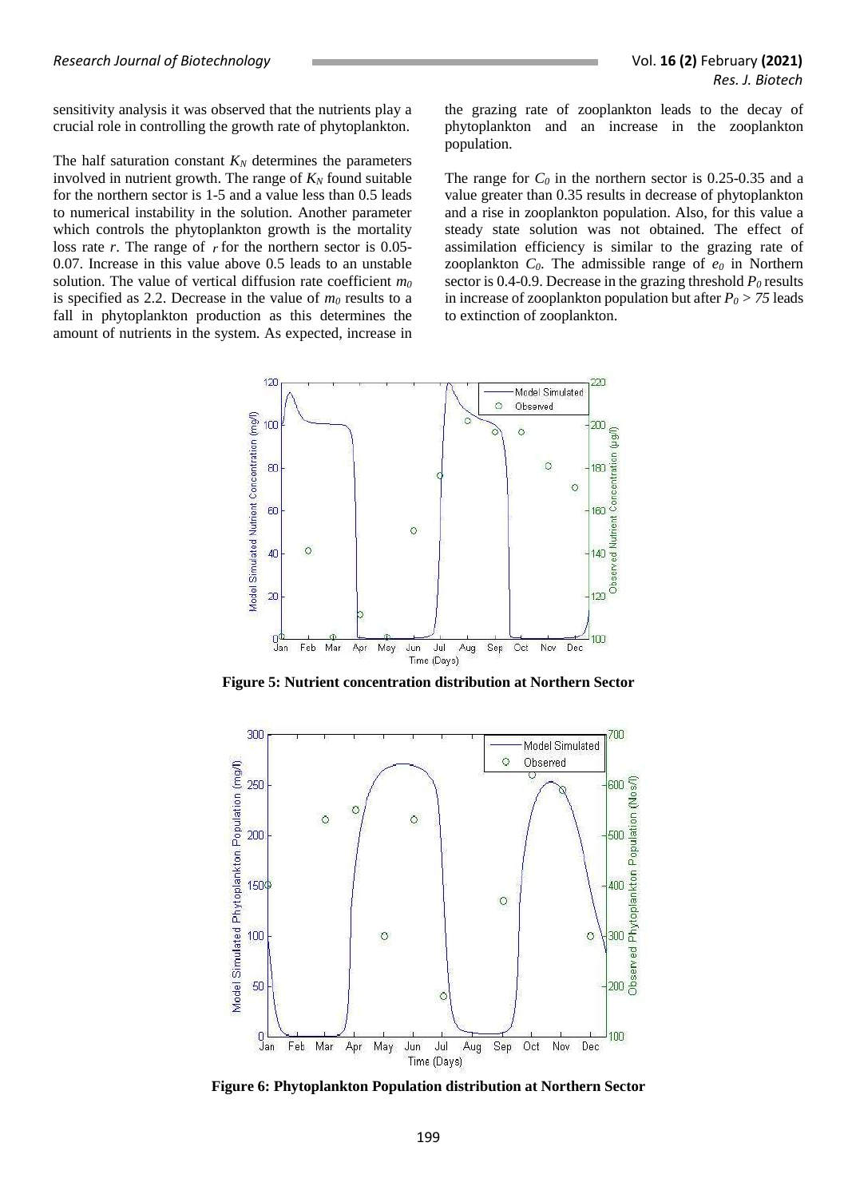sensitivity analysis it was observed that the nutrients play a crucial role in controlling the growth rate of phytoplankton.

The half saturation constant $K_N$ determines the parameters involved in nutrient growth. The range of $K_N$ found suitable for the northern sector is 1-5 and a value less than 0.5 leads to numerical instability in the solution. Another parameter which controls the phytoplankton growth is the mortality loss rate $r$. The range of $r$ for the northern sector is 0.05-0.07. Increase in this value above 0.5 leads to an unstable solution. The value of vertical diffusion rate coefficient $m_0$ is specified as 2.2. Decrease in the value of $m_0$ results to a fall in phytoplankton production as this determines the amount of nutrients in the system. As expected, increase in the grazing rate of zooplankton leads to the decay of phytoplankton and an increase in the zooplankton population.

The range for $C_0$ in the northern sector is 0.25-0.35 and a value greater than 0.35 results in decrease of phytoplankton and a rise in zooplankton population. Also, for this value a steady state solution was not obtained. The effect of assimilation efficiency is similar to the grazing rate of zooplankton $C_0$. The admissible range of $e_0$ in Northern sector is 0.4-0.9. Decrease in the grazing threshold $P_0$ results in increase of zooplankton population but after $P_0 > 75$ leads to extinction of zooplankton.

**Figure 5: Nutrient concentration distribution at Northern Sector**

**Figure 6: Phytoplankton Population distribution at Northern Sector**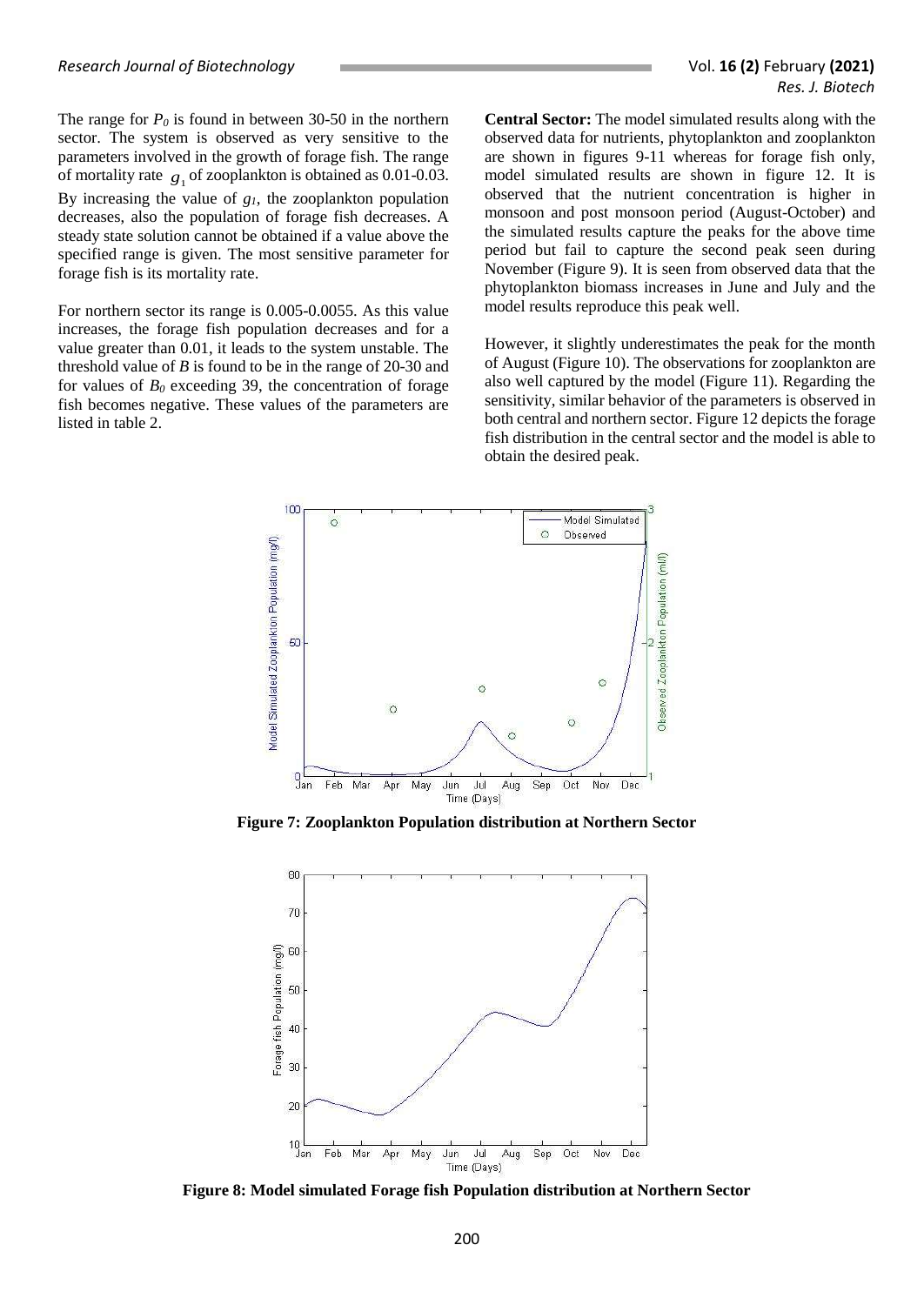The range for $P_0$ is found in between 30-50 in the northern sector. The system is observed as very sensitive to the parameters involved in the growth of forage fish. The range of mortality rate $g_1$ of zooplankton is obtained as 0.01-0.03. By increasing the value of $g_1$, the zooplankton population decreases, also the population of forage fish decreases. A steady state solution cannot be obtained if a value above the specified range is given. The most sensitive parameter for forage fish is its mortality rate.

For northern sector its range is 0.005-0.0055. As this value increases, the forage fish population decreases and for a value greater than 0.01, it leads to the system unstable. The threshold value of $B$ is found to be in the range of 20-30 and for values of $B_0$ exceeding 39, the concentration of forage fish becomes negative. These values of the parameters are listed in table 2.

**Central Sector:** The model simulated results along with the observed data for nutrients, phytoplankton and zooplankton are shown in figures 9-11 whereas for forage fish only, model simulated results are shown in figure 12. It is observed that the nutrient concentration is higher in monsoon and post monsoon period (August-October) and the simulated results capture the peaks for the above time period but fail to capture the second peak seen during November (Figure 9). It is seen from observed data that the phytoplankton biomass increases in June and July and the model results reproduce this peak well.

However, it slightly underestimates the peak for the month of August (Figure 10). The observations for zooplankton are also well captured by the model (Figure 11). Regarding the sensitivity, similar behavior of the parameters is observed in both central and northern sector. Figure 12 depicts the forage fish distribution in the central sector and the model is able to obtain the desired peak.

**Figure 7: Zooplankton Population distribution at Northern Sector**

**Figure 8: Model simulated Forage fish Population distribution at Northern Sector**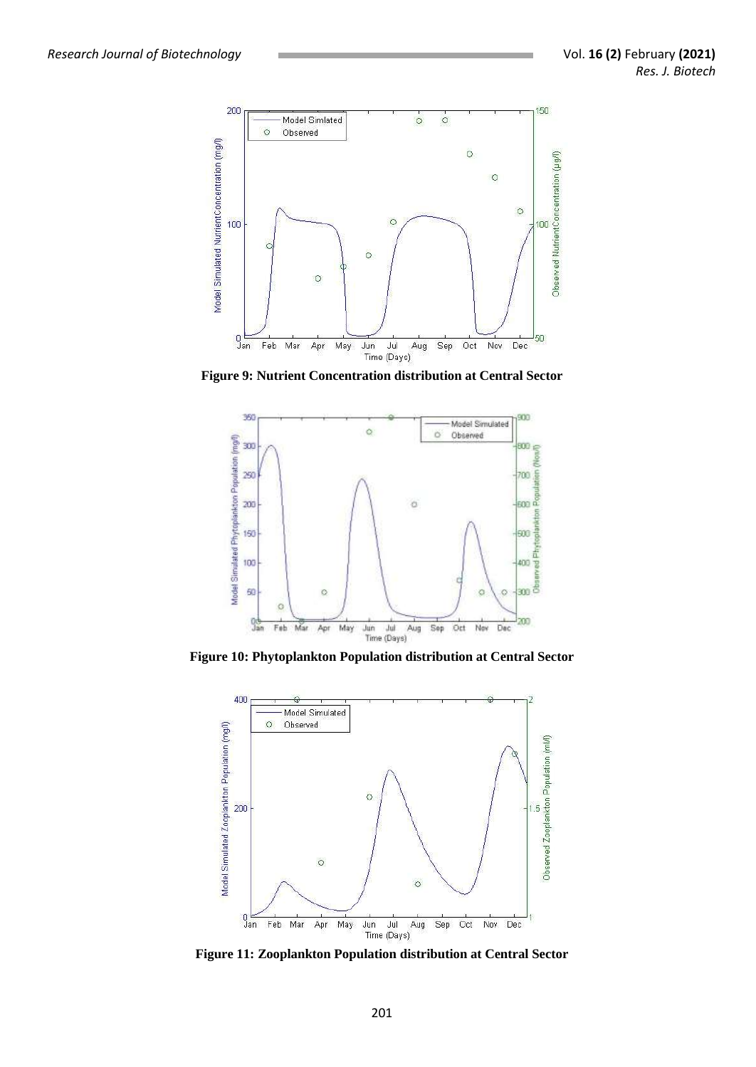**Figure 9: Nutrient Concentration distribution at Central Sector**

**Figure 10: Phytoplankton Population distribution at Central Sector**

**Figure 11: Zooplankton Population distribution at Central Sector**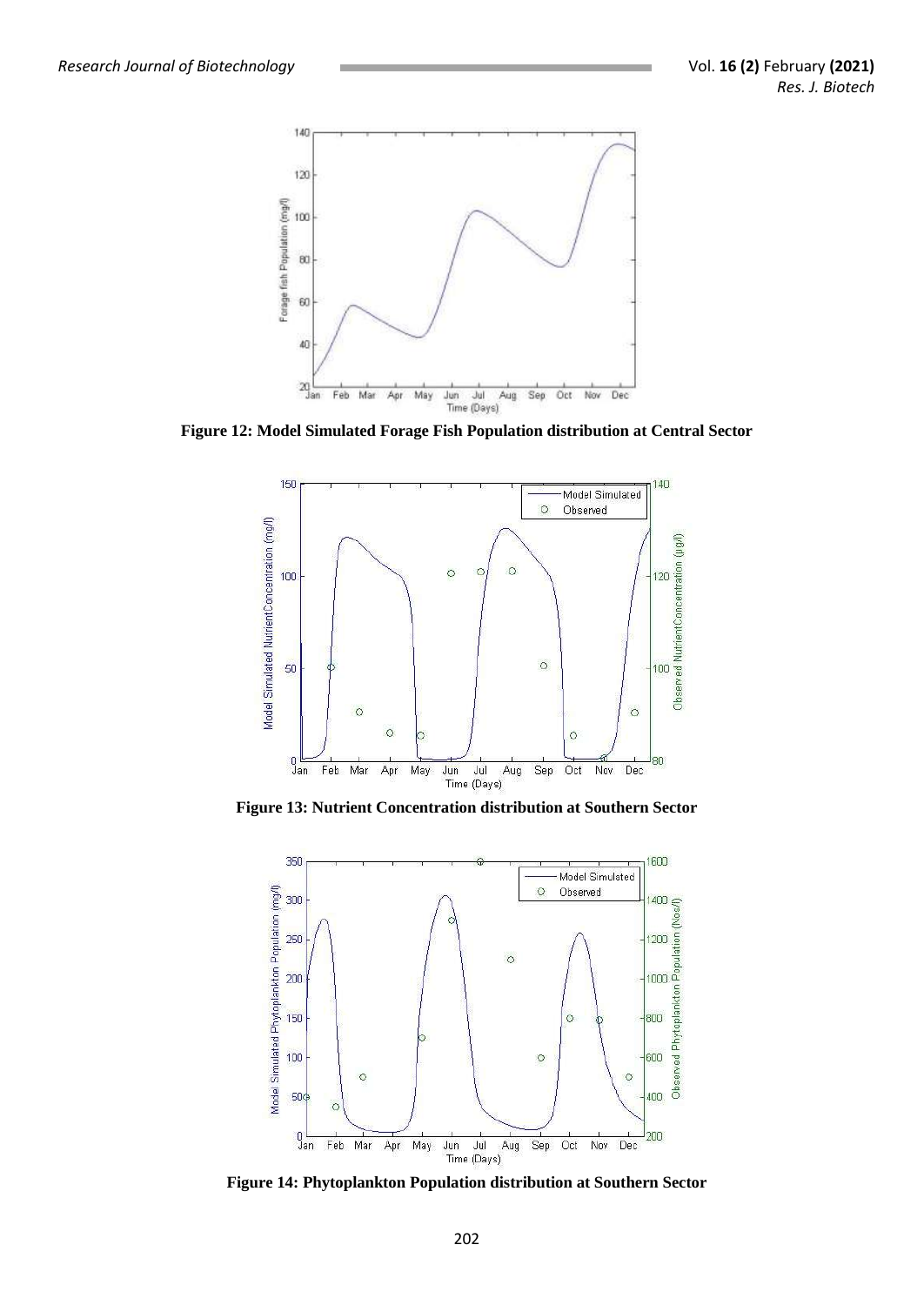**Figure 12: Model Simulated Forage Fish Population distribution at Central Sector**

**Figure 13: Nutrient Concentration distribution at Southern Sector**

**Figure 14: Phytoplankton Population distribution at Southern Sector**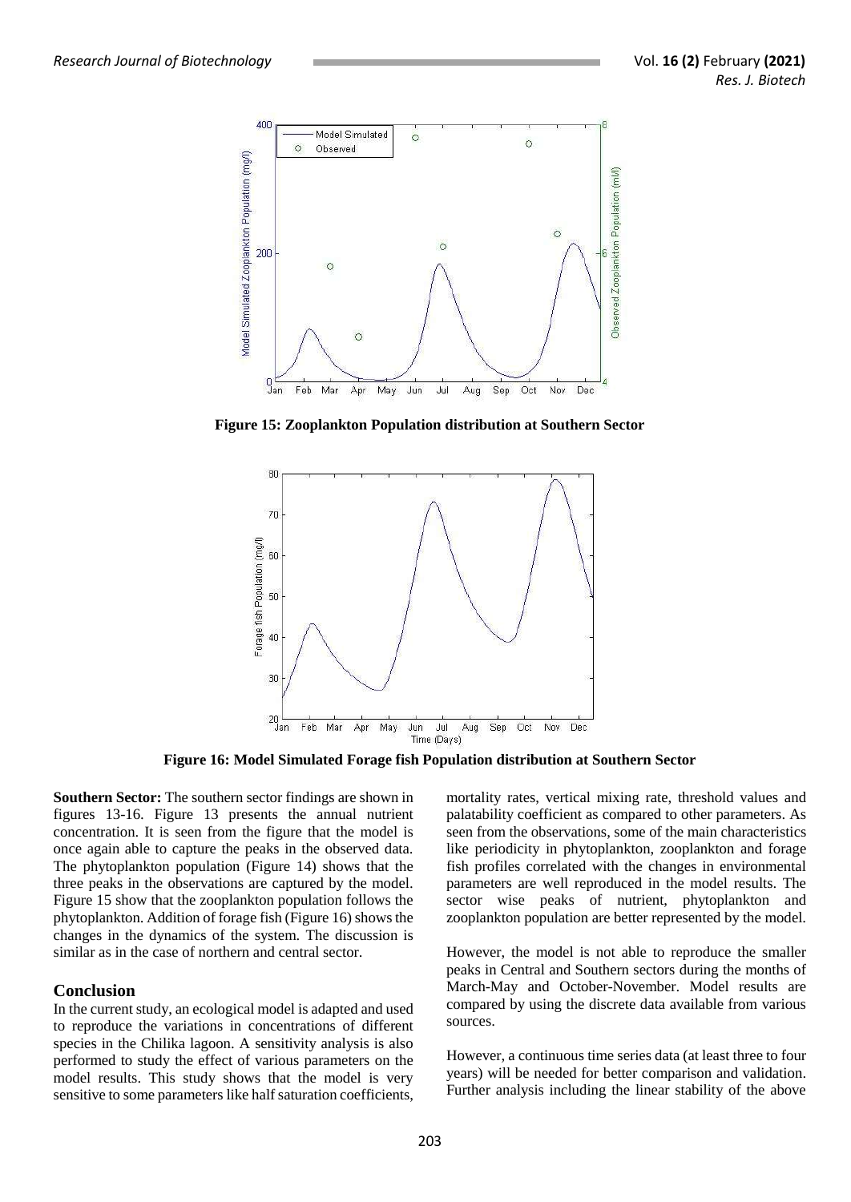Figure 15: Zooplankton Population distribution at Southern Sector

Figure 16: Model Simulated Forage fish Population distribution at Southern Sector

**Southern Sector:** The southern sector findings are shown in figures 13-16. Figure 13 presents the annual nutrient concentration. It is seen from the figure that the model is once again able to capture the peaks in the observed data. The phytoplankton population (Figure 14) shows that the three peaks in the observations are captured by the model. Figure 15 show that the zooplankton population follows the phytoplankton. Addition of forage fish (Figure 16) shows the changes in the dynamics of the system. The discussion is similar as in the case of northern and central sector.

## Conclusion

In the current study, an ecological model is adapted and used to reproduce the variations in concentrations of different species in the Chilika lagoon. A sensitivity analysis is also performed to study the effect of various parameters on the model results. This study shows that the model is very sensitive to some parameters like half saturation coefficients, mortality rates, vertical mixing rate, threshold values and palatability coefficient as compared to other parameters. As seen from the observations, some of the main characteristics like periodicity in phytoplankton, zooplankton and forage fish profiles correlated with the changes in environmental parameters are well reproduced in the model results. The sector wise peaks of nutrient, phytoplankton and zooplankton population are better represented by the model.

However, the model is not able to reproduce the smaller peaks in Central and Southern sectors during the months of March-May and October-November. Model results are compared by using the discrete data available from various sources.

However, a continuous time series data (at least three to four years) will be needed for better comparison and validation. Further analysis including the linear stability of the above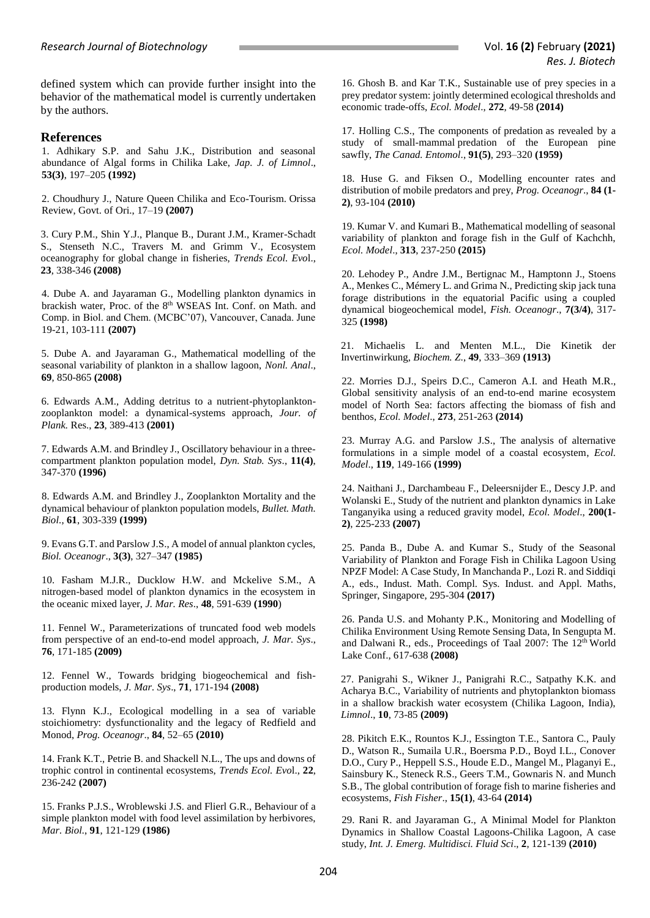defined system which can provide further insight into the behavior of the mathematical model is currently undertaken by the authors.

## References

1. Adhikary S.P. and Sahu J.K., Distribution and seasonal abundance of Algal forms in Chilika Lake, *Jap. J. of Limnol*., **53(3)**, 197–205 **(1992)**

2. Choudhury J., Nature Queen Chilika and Eco-Tourism. Orissa Review, Govt. of Ori., 17–19 **(2007)**

3. Cury P.M., Shin Y.J., Planque B., Durant J.M., Kramer-Schadt S., Stenseth N.C., Travers M. and Grimm V., Ecosystem oceanography for global change in fisheries, *Trends Ecol. Evol*., **23**, 338-346 **(2008)**

4. Dube A. and Jayaraman G., Modelling plankton dynamics in brackish water, Proc. of the 8th WSEAS Int. Conf. on Math. and Comp. in Biol. and Chem. (MCBC'07), Vancouver, Canada. June 19-21, 103-111 **(2007)**

5. Dube A. and Jayaraman G., Mathematical modelling of the seasonal variability of plankton in a shallow lagoon, *Nonl. Anal*., **69**, 850-865 **(2008)**

6. Edwards A.M., Adding detritus to a nutrient-phytoplankton-zooplankton model: a dynamical-systems approach, *Jour. of Plank.* Res., **23**, 389-413 **(2001)**

7. Edwards A.M. and Brindley J., Oscillatory behaviour in a three-compartment plankton population model, *Dyn. Stab. Sys*., **11(4)**, 347-370 **(1996)**

8. Edwards A.M. and Brindley J., Zooplankton Mortality and the dynamical behaviour of plankton population models, *Bullet. Math. Biol.*, **61**, 303-339 **(1999)**

9. Evans G.T. and Parslow J.S., A model of annual plankton cycles, *Biol. Oceanogr*., **3(3)**, 327–347 **(1985)**

10. Fasham M.J.R., Ducklow H.W. and Mckelive S.M., A nitrogen-based model of plankton dynamics in the ecosystem in the oceanic mixed layer, *J. Mar. Res*., **48**, 591-639 **(1990**)

11. Fennel W., Parameterizations of truncated food web models from perspective of an end-to-end model approach, *J. Mar. Sys*., **76**, 171-185 **(2009)**

12. Fennel W., Towards bridging biogeochemical and fish-production models, *J. Mar. Sys*., **71**, 171-194 **(2008)**

13. Flynn K.J., Ecological modelling in a sea of variable stoichiometry: dysfunctionality and the legacy of Redfield and Monod, *Prog. Oceanogr*., **84**, 52–65 **(2010)**

14. Frank K.T., Petrie B. and Shackell N.L., The ups and downs of trophic control in continental ecosystems, *Trends Ecol. Evol*., **22**, 236-242 **(2007)**

15. Franks P.J.S., Wroblewski J.S. and Flierl G.R., Behaviour of a simple plankton model with food level assimilation by herbivores, *Mar. Biol*., **91**, 121-129 **(1986)**

16. Ghosh B. and Kar T.K., Sustainable use of prey species in a prey predator system: jointly determined ecological thresholds and economic trade-offs, *Ecol. Model*., **272**, 49-58 **(2014)**

17. Holling C.S., The components of predation as revealed by a study of small-mammal predation of the European pine sawfly, *The Canad. Entomol*., **91(5)**, 293–320 **(1959)**

18. Huse G. and Fiksen O., Modelling encounter rates and distribution of mobile predators and prey, *Prog. Oceanogr*., **84 (1-2)**, 93-104 **(2010)**

19. Kumar V. and Kumari B., Mathematical modelling of seasonal variability of plankton and forage fish in the Gulf of Kachchh, *Ecol. Model*., **313**, 237-250 **(2015)**

20. Lehodey P., Andre J.M., Bertignac M., Hamptonn J., Stoens A., Menkes C., Mémery L. and Grima N., Predicting skip jack tuna forage distributions in the equatorial Pacific using a coupled dynamical biogeochemical model, *Fish. Oceanogr*., **7(3/4)**, 317-325 **(1998)**

21. Michaelis L. and Menten M.L., Die Kinetik der Invertinwirkung, *Biochem. Z.*, **49**, 333–369 **(1913)**

22. Morries D.J., Speirs D.C., Cameron A.I. and Heath M.R., Global sensitivity analysis of an end-to-end marine ecosystem model of North Sea: factors affecting the biomass of fish and benthos, *Ecol. Model*., **273**, 251-263 **(2014)**

23. Murray A.G. and Parslow J.S., The analysis of alternative formulations in a simple model of a coastal ecosystem, *Ecol. Model*., **119**, 149-166 **(1999)**

24. Naithani J., Darchambeau F., Deleersnijder E., Descy J.P. and Wolanski E., Study of the nutrient and plankton dynamics in Lake Tanganyika using a reduced gravity model, *Ecol. Model*., **200(1-2)**, 225-233 **(2007)**

25. Panda B., Dube A. and Kumar S., Study of the Seasonal Variability of Plankton and Forage Fish in Chilika Lagoon Using NPZF Model: A Case Study, In Manchanda P., Lozi R. and Siddiqi A., eds., Indust. Math. Compl. Sys. Indust. and Appl. Maths, Springer, Singapore, 295-304 **(2017)**

26. Panda U.S. and Mohanty P.K., Monitoring and Modelling of Chilika Environment Using Remote Sensing Data, In Sengupta M. and Dalwani R., eds., Proceedings of Taal 2007: The 12th World Lake Conf., 617-638 **(2008)**

27. Panigrahi S., Wikner J., Panigrahi R.C., Satpathy K.K. and Acharya B.C., Variability of nutrients and phytoplankton biomass in a shallow brackish water ecosystem (Chilika Lagoon, India), *Limnol*., **10**, 73-85 **(2009)**

28. Pikitch E.K., Rountos K.J., Essington T.E., Santora C., Pauly D., Watson R., Sumaila U.R., Boersma P.D., Boyd I.L., Conover D.O., Cury P., Heppell S.S., Houde E.D., Mangel M., Plaganyi E., Sainsbury K., Steneck R.S., Geers T.M., Gownaris N. and Munch S.B., The global contribution of forage fish to marine fisheries and ecosystems, *Fish Fisher*., **15(1)**, 43-64 **(2014)**

29. Rani R. and Jayaraman G., A Minimal Model for Plankton Dynamics in Shallow Coastal Lagoons-Chilika Lagoon, A case study, *Int. J. Emerg. Multidisci. Fluid Sci*., **2**, 121-139 **(2010)**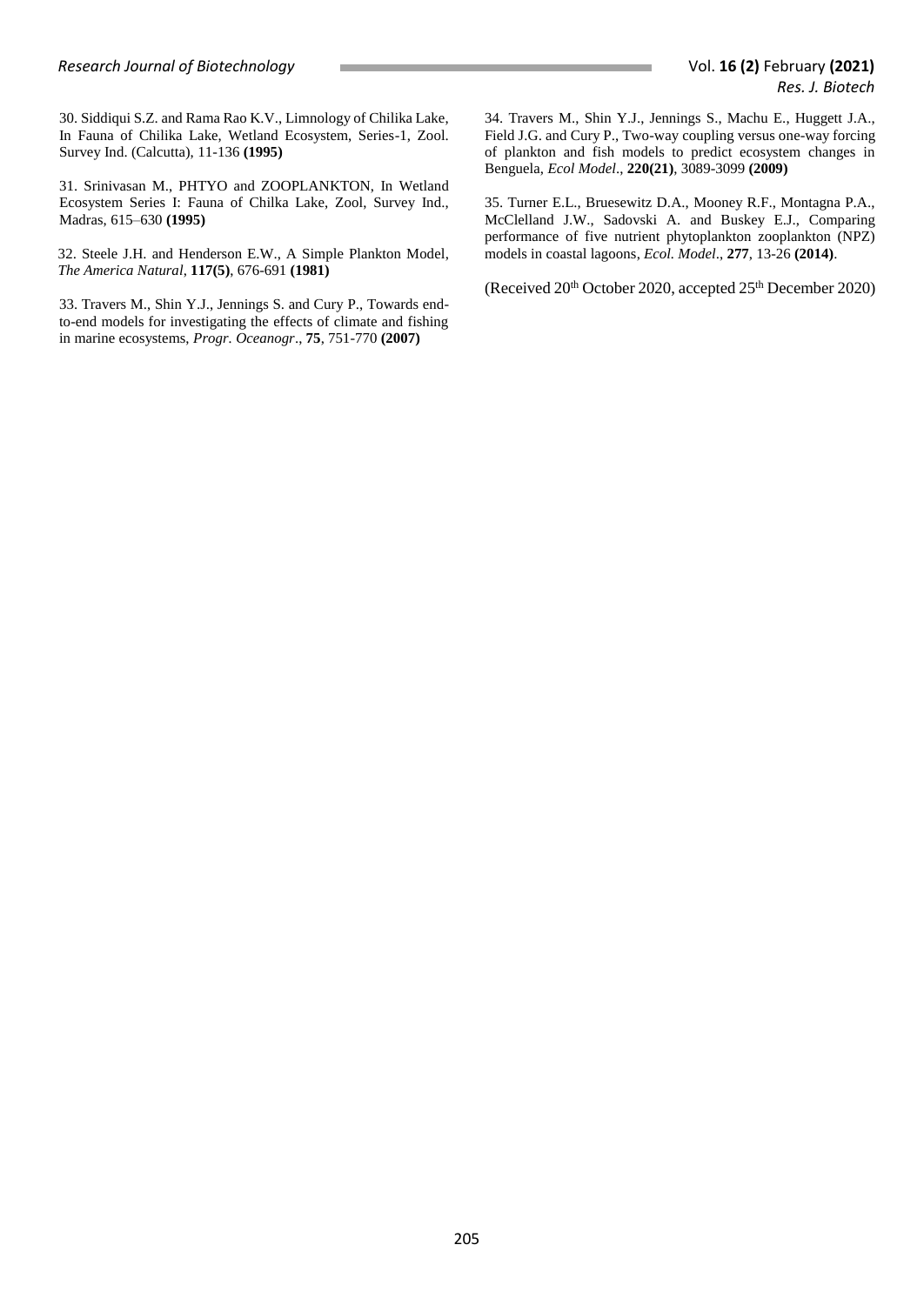30. Siddiqui S.Z. and Rama Rao K.V., Limnology of Chilika Lake, In Fauna of Chilika Lake, Wetland Ecosystem, Series-1, Zool. Survey Ind. (Calcutta), 11-136 **(1995)**

31. Srinivasan M., PHTYO and ZOOPLANKTON, In Wetland Ecosystem Series I: Fauna of Chilka Lake, Zool, Survey Ind., Madras, 615–630 **(1995)**

32. Steele J.H. and Henderson E.W., A Simple Plankton Model, *The America Natural*, **117(5)**, 676-691 **(1981)**

33. Travers M., Shin Y.J., Jennings S. and Cury P., Towards end-to-end models for investigating the effects of climate and fishing in marine ecosystems, *Progr. Oceanogr*., **75**, 751-770 **(2007)**

34. Travers M., Shin Y.J., Jennings S., Machu E., Huggett J.A., Field J.G. and Cury P., Two-way coupling versus one-way forcing of plankton and fish models to predict ecosystem changes in Benguela, *Ecol Model*., **220(21)**, 3089-3099 **(2009)**

35. Turner E.L., Bruesewitz D.A., Mooney R.F., Montagna P.A., McClelland J.W., Sadovski A. and Buskey E.J., Comparing performance of five nutrient phytoplankton zooplankton (NPZ) models in coastal lagoons, *Ecol. Model*., **277**, 13-26 **(2014)**.

(Received 20th October 2020, accepted 25th December 2020)